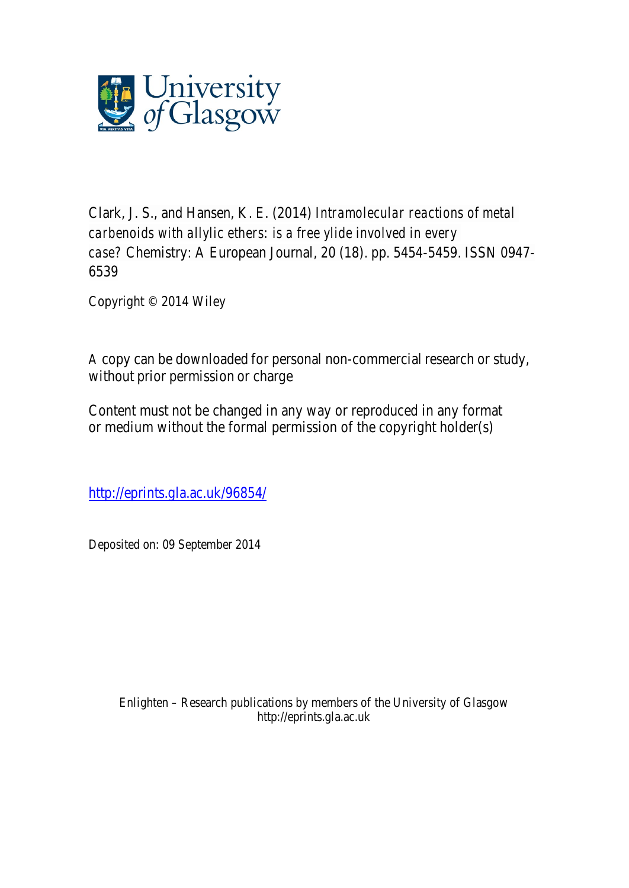University of Glasgow

Clark, J. S., and Hansen, K. E. (2014) *Intramolecular reactions of metal carbenoids with allylic ethers: is a free ylide involved in every case?* Chemistry: A European Journal, 20 (18). pp. 5454-5459. ISSN 0947-6539

Copyright © 2014 Wiley

A copy can be downloaded for personal non-commercial research or study, without prior permission or charge

Content must not be changed in any way or reproduced in any format or medium without the formal permission of the copyright holder(s)

http://eprints.gla.ac.uk/96854/

Deposited on: 09 September 2014

Enlighten – Research publications by members of the University of Glasgow
http://eprints.gla.ac.uk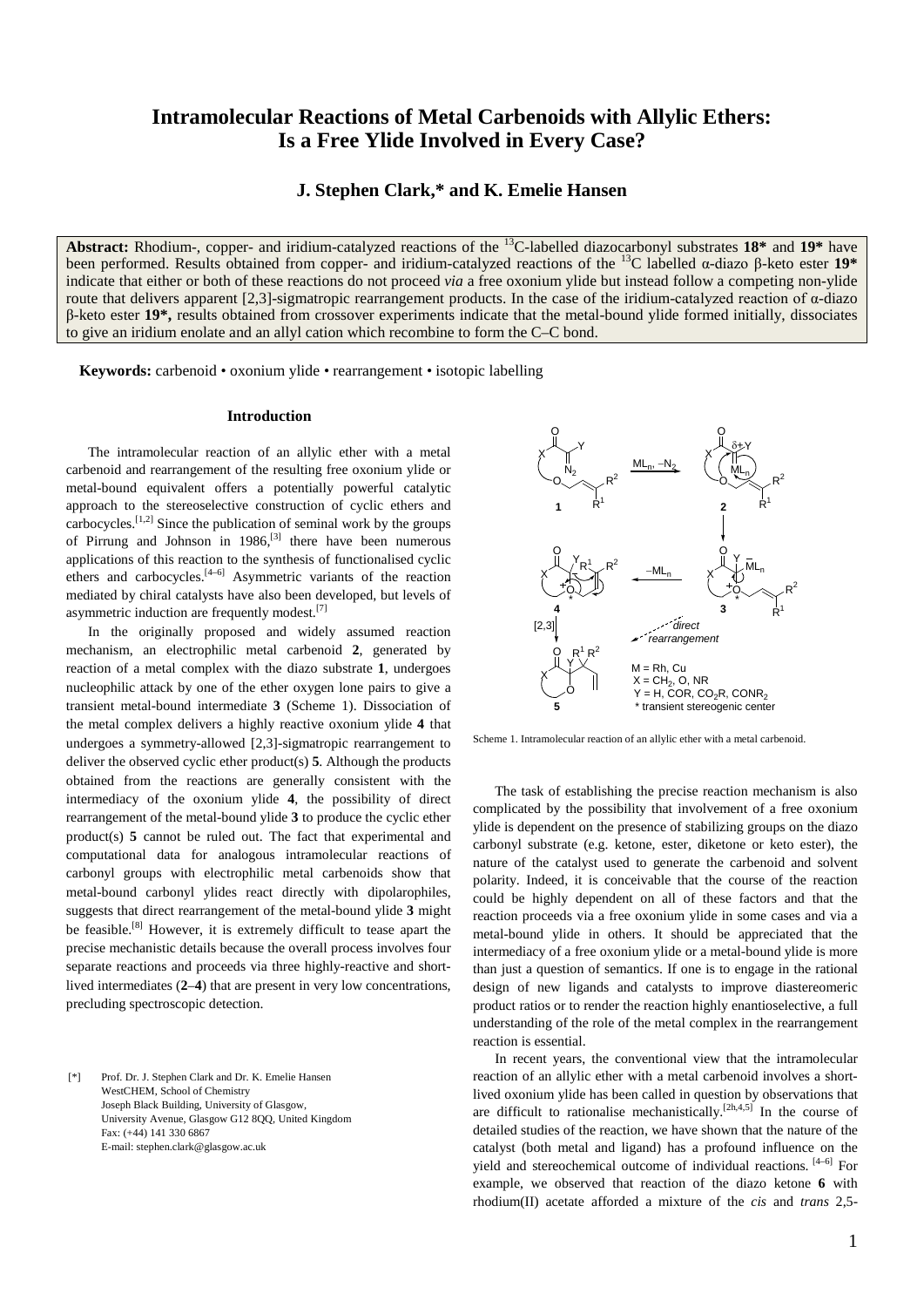# Intramolecular Reactions of Metal Carbenoids with Allylic Ethers: Is a Free Ylide Involved in Every Case?

**J. Stephen Clark,* and K. Emelie Hansen**

**Abstract:** Rhodium-, copper- and iridium-catalyzed reactions of the $^{13}$C-labelled diazocarbonyl substrates **18*** and **19*** have been performed. Results obtained from copper- and iridium-catalyzed reactions of the $^{13}$C labelled α-diazo β-keto ester **19*** indicate that either or both of these reactions do not proceed *via* a free oxonium ylide but instead follow a competing non-ylide route that delivers apparent [2,3]-sigmatropic rearrangement products. In the case of the iridium-catalyzed reaction of α-diazo β-keto ester **19***, results obtained from crossover experiments indicate that the metal-bound ylide formed initially, dissociates to give an iridium enolate and an allyl cation which recombine to form the C–C bond.

**Keywords:** carbenoid • oxonium ylide • rearrangement • isotopic labelling

## Introduction

The intramolecular reaction of an allylic ether with a metal carbenoid and rearrangement of the resulting free oxonium ylide or metal-bound equivalent offers a potentially powerful catalytic approach to the stereoselective construction of cyclic ethers and carbocycles.[1,2] Since the publication of seminal work by the groups of Pirrung and Johnson in 1986,[3] there have been numerous applications of this reaction to the synthesis of functionalised cyclic ethers and carbocycles.[4–6] Asymmetric variants of the reaction mediated by chiral catalysts have also been developed, but levels of asymmetric induction are frequently modest.[7]

In the originally proposed and widely assumed reaction mechanism, an electrophilic metal carbenoid **2**, generated by reaction of a metal complex with the diazo substrate **1**, undergoes nucleophilic attack by one of the ether oxygen lone pairs to give a transient metal-bound intermediate **3** (Scheme 1). Dissociation of the metal complex delivers a highly reactive oxonium ylide **4** that undergoes a symmetry-allowed [2,3]-sigmatropic rearrangement to deliver the observed cyclic ether product(s) **5**. Although the products obtained from the reactions are generally consistent with the intermediacy of the oxonium ylide **4**, the possibility of direct rearrangement of the metal-bound ylide **3** to produce the cyclic ether product(s) **5** cannot be ruled out. The fact that experimental and computational data for analogous intramolecular reactions of carbonyl groups with electrophilic metal carbenoids show that metal-bound carbonyl ylides react directly with dipolarophiles, suggests that direct rearrangement of the metal-bound ylide **3** might be feasible.[8] However, it is extremely difficult to tease apart the precise mechanistic details because the overall process involves four separate reactions and proceeds via three highly-reactive and short-lived intermediates (**2**–**4**) that are present in very low concentrations, precluding spectroscopic detection.

Scheme 1. Intramolecular reaction of an allylic ether with a metal carbenoid.

The task of establishing the precise reaction mechanism is also complicated by the possibility that involvement of a free oxonium ylide is dependent on the presence of stabilizing groups on the diazo carbonyl substrate (e.g. ketone, ester, diketone or keto ester), the nature of the catalyst used to generate the carbenoid and solvent polarity. Indeed, it is conceivable that the course of the reaction could be highly dependent on all of these factors and that the reaction proceeds via a free oxonium ylide in some cases and via a metal-bound ylide in others. It should be appreciated that the intermediacy of a free oxonium ylide or a metal-bound ylide is more than just a question of semantics. If one is to engage in the rational design of new ligands and catalysts to improve diastereomeric product ratios or to render the reaction highly enantioselective, a full understanding of the role of the metal complex in the rearrangement reaction is essential.

In recent years, the conventional view that the intramolecular reaction of an allylic ether with a metal carbenoid involves a short-lived oxonium ylide has been called in question by observations that are difficult to rationalise mechanistically.[2h,4,5] In the course of detailed studies of the reaction, we have shown that the nature of the catalyst (both metal and ligand) has a profound influence on the yield and stereochemical outcome of individual reactions.[4–6] For example, we observed that reaction of the diazo ketone **6** with rhodium(II) acetate afforded a mixture of the *cis* and *trans* 2,5-

[*] Prof. Dr. J. Stephen Clark and Dr. K. Emelie Hansen
WestCHEM, School of Chemistry
Joseph Black Building, University of Glasgow,
University Avenue, Glasgow G12 8QQ, United Kingdom
Fax: (+44) 141 330 6867
E-mail: stephen.clark@glasgow.ac.uk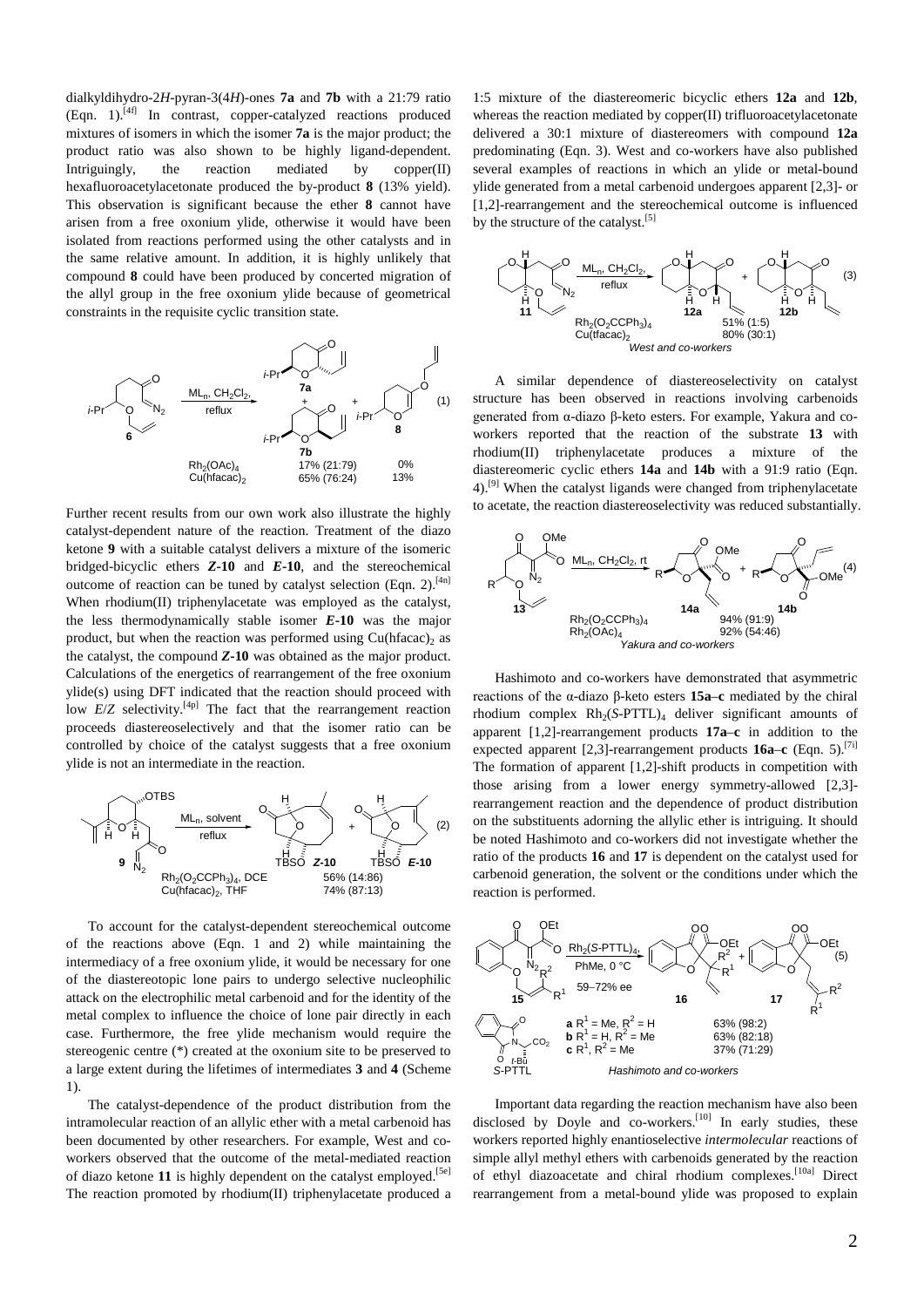dialkyldihydro-2*H*-pyran-3(4*H*)-ones **7a** and **7b** with a 21:79 ratio (Eqn. 1).[4f] In contrast, copper-catalyzed reactions produced mixtures of isomers in which the isomer **7a** is the major product; the product ratio was also shown to be highly ligand-dependent. Intriguingly, the reaction mediated by copper(II) hexafluoroacetylacetonate produced the by-product **8** (13% yield). This observation is significant because the ether **8** cannot have arisen from a free oxonium ylide, otherwise it would have been isolated from reactions performed using the other catalysts and in the same relative amount. In addition, it is highly unlikely that compound **8** could have been produced by concerted migration of the allyl group in the free oxonium ylide because of geometrical constraints in the requisite cyclic transition state.

| Catalyst | 7a + 7b | 8 |
|---|---|---|
| $Rh_2(OAc)_4$ | 17% (21:79) | 0% |
| $Cu(hfacac)_2$ | 65% (76:24) | 13% |

(1) Conditions: $ML_n$, $CH_2Cl_2$, reflux

Further recent results from our own work also illustrate the highly catalyst-dependent nature of the reaction. Treatment of the diazo ketone **9** with a suitable catalyst delivers a mixture of the isomeric bridged-bicyclic ethers ***Z*-10** and ***E*-10**, and the stereochemical outcome of reaction can be tuned by catalyst selection (Eqn. 2).[4n] When rhodium(II) triphenylacetate was employed as the catalyst, the less thermodynamically stable isomer ***E*-10** was the major product, but when the reaction was performed using $Cu(hfacac)_2$ as the catalyst, the compound ***Z*-10** was obtained as the major product. Calculations of the energetics of rearrangement of the free oxonium ylide(s) using DFT indicated that the reaction should proceed with low *E*/*Z* selectivity.[4p] The fact that the rearrangement reaction proceeds diastereoselectively and that the isomer ratio can be controlled by choice of the catalyst suggests that a free oxonium ylide is not an intermediate in the reaction.

| Catalyst | Yield (Z-10:E-10) |
|---|---|
| $Rh_2(O_2CCPh_3)_4$, DCE | 56% (14:86) |
| $Cu(hfacac)_2$, THF | 74% (87:13) |

(2) Conditions: $ML_n$, solvent, reflux

To account for the catalyst-dependent stereochemical outcome of the reactions above (Eqn. 1 and 2) while maintaining the intermediacy of a free oxonium ylide, it would be necessary for one of the diastereotopic lone pairs to undergo selective nucleophilic attack on the electrophilic metal carbenoid and for the identity of the metal complex to influence the choice of lone pair directly in each case. Furthermore, the free ylide mechanism would require the stereogenic centre (*) created at the oxonium site to be preserved to a large extent during the lifetimes of intermediates **3** and **4** (Scheme 1).

The catalyst-dependence of the product distribution from the intramolecular reaction of an allylic ether with a metal carbenoid has been documented by other researchers. For example, West and co-workers observed that the outcome of the metal-mediated reaction of diazo ketone **11** is highly dependent on the catalyst employed.[5e] The reaction promoted by rhodium(II) triphenylacetate produced a 1:5 mixture of the diastereomeric bicyclic ethers **12a** and **12b**, whereas the reaction mediated by copper(II) trifluoroacetylacetonate delivered a 30:1 mixture of diastereomers with compound **12a** predominating (Eqn. 3). West and co-workers have also published several examples of reactions in which an ylide or metal-bound ylide generated from a metal carbenoid undergoes apparent [2,3]- or [1,2]-rearrangement and the stereochemical outcome is influenced by the structure of the catalyst.[5]

| Catalyst | Yield (12a:12b) |
|---|---|
| $Rh_2(O_2CCPh_3)_4$ | 51% (1:5) |
| $Cu(tfacac)_2$ | 80% (30:1) |

(3) Conditions: $ML_n$, $CH_2Cl_2$, reflux — *West and co-workers*

A similar dependence of diastereoselectivity on catalyst structure has been observed in reactions involving carbenoids generated from α-diazo β-keto esters. For example, Yakura and co-workers reported that the reaction of the substrate **13** with rhodium(II) triphenylacetate produces a mixture of the diastereomeric cyclic ethers **14a** and **14b** with a 91:9 ratio (Eqn. 4).[9] When the catalyst ligands were changed from triphenylacetate to acetate, the reaction diastereoselectivity was reduced substantially.

| Catalyst | Yield (14a:14b) |
|---|---|
| $Rh_2(O_2CCPh_3)_4$ | 94% (91:9) |
| $Rh_2(OAc)_4$ | 92% (54:46) |

(4) Conditions: $ML_n$, $CH_2Cl_2$, rt — *Yakura and co-workers*

Hashimoto and co-workers have demonstrated that asymmetric reactions of the α-diazo β-keto esters **15a**–**c** mediated by the chiral rhodium complex $Rh_2(S\text{-PTTL})_4$ deliver significant amounts of apparent [1,2]-rearrangement products **17a**–**c** in addition to the expected apparent [2,3]-rearrangement products **16a**–**c** (Eqn. 5).[7i] The formation of apparent [1,2]-shift products in competition with those arising from a lower energy symmetry-allowed [2,3]-rearrangement reaction and the dependence of product distribution on the substituents adorning the allylic ether is intriguing. It should be noted Hashimoto and co-workers did not investigate whether the ratio of the products **16** and **17** is dependent on the catalyst used for carbenoid generation, the solvent or the conditions under which the reaction is performed.

| Substrate | Yield (16:17) |
|---|---|
| **a** $R^1$ = Me, $R^2$ = H | 63% (98:2) |
| **b** $R^1$ = H, $R^2$ = Me | 63% (82:18) |
| **c** $R^1$, $R^2$ = Me | 37% (71:29) |

(5) Conditions: $Rh_2(S\text{-PTTL})_4$, PhMe, 0 °C; 59–72% ee — *Hashimoto and co-workers*

Important data regarding the reaction mechanism have also been disclosed by Doyle and co-workers.[10] In early studies, these workers reported highly enantioselective *intermolecular* reactions of simple allyl methyl ethers with carbenoids generated by the reaction of ethyl diazoacetate and chiral rhodium complexes.[10a] Direct rearrangement from a metal-bound ylide was proposed to explain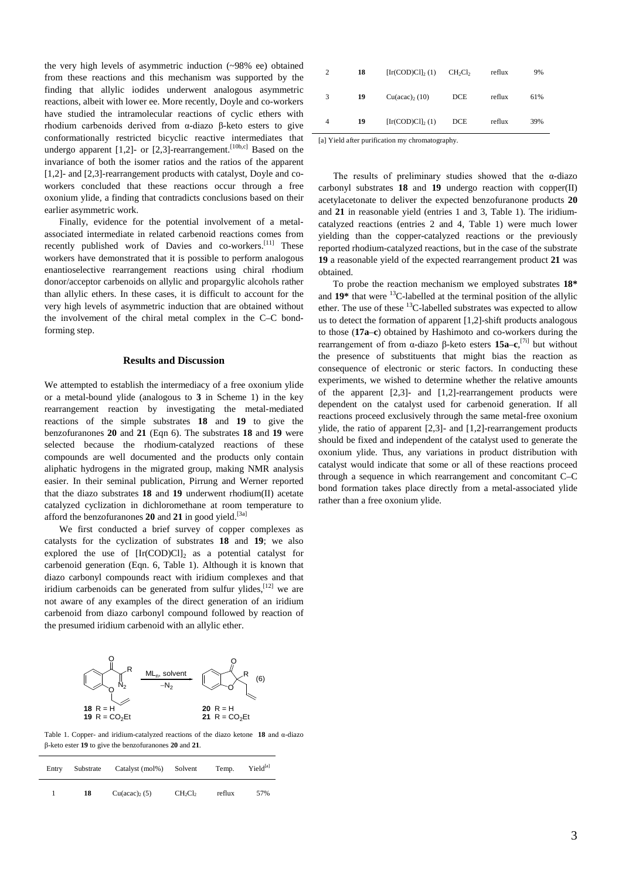the very high levels of asymmetric induction (~98% ee) obtained from these reactions and this mechanism was supported by the finding that allylic iodides underwent analogous asymmetric reactions, albeit with lower ee. More recently, Doyle and co-workers have studied the intramolecular reactions of cyclic ethers with rhodium carbenoids derived from α-diazo β-keto esters to give conformationally restricted bicyclic reactive intermediates that undergo apparent [1,2]- or [2,3]-rearrangement.[10b,c] Based on the invariance of both the isomer ratios and the ratios of the apparent [1,2]- and [2,3]-rearrangement products with catalyst, Doyle and co-workers concluded that these reactions occur through a free oxonium ylide, a finding that contradicts conclusions based on their earlier asymmetric work.

Finally, evidence for the potential involvement of a metal-associated intermediate in related carbenoid reactions comes from recently published work of Davies and co-workers.[11] These workers have demonstrated that it is possible to perform analogous enantioselective rearrangement reactions using chiral rhodium donor/acceptor carbenoids on allylic and propargylic alcohols rather than allylic ethers. In these cases, it is difficult to account for the very high levels of asymmetric induction that are obtained without the involvement of the chiral metal complex in the C–C bond-forming step.

## Results and Discussion

We attempted to establish the intermediacy of a free oxonium ylide or a metal-bound ylide (analogous to **3** in Scheme 1) in the key rearrangement reaction by investigating the metal-mediated reactions of the simple substrates **18** and **19** to give the benzofuranones **20** and **21** (Eqn 6). The substrates **18** and **19** were selected because the rhodium-catalyzed reactions of these compounds are well documented and the products only contain aliphatic hydrogens in the migrated group, making NMR analysis easier. In their seminal publication, Pirrung and Werner reported that the diazo substrates **18** and **19** underwent rhodium(II) acetate catalyzed cyclization in dichloromethane at room temperature to afford the benzofuranones **20** and **21** in good yield.[3a]

We first conducted a brief survey of copper complexes as catalysts for the cyclization of substrates **18** and **19**; we also explored the use of $[Ir(COD)Cl]_2$ as a potential catalyst for carbenoid generation (Eqn. 6, Table 1). Although it is known that diazo carbonyl compounds react with iridium complexes and that iridium carbenoids can be generated from sulfur ylides,[12] we are not aware of any examples of the direct generation of an iridium carbenoid from diazo carbonyl compound followed by reaction of the presumed iridium carbenoid with an allylic ether.

**18** R = H; **19** R = $CO_2Et$ —— $ML_n$, solvent, $-N_2$ ——> **20** R = H; **21** R = $CO_2Et$ (6)

Table 1. Copper- and iridium-catalyzed reactions of the diazo ketone **18** and α-diazo β-keto ester **19** to give the benzofuranones **20** and **21**.

| Entry | Substrate | Catalyst (mol%) | Solvent | Temp. | Yield[a] |
|---|---|---|---|---|---|
| 1 | **18** | $Cu(acac)_2$ (5) | $CH_2Cl_2$ | reflux | 57% |
| 2 | **18** | $[Ir(COD)Cl]_2$ (1) | $CH_2Cl_2$ | reflux | 9% |
| 3 | **19** | $Cu(acac)_2$ (10) | DCE | reflux | 61% |
| 4 | **19** | $[Ir(COD)Cl]_2$ (1) | DCE | reflux | 39% |

[a] Yield after purification my chromatography.

The results of preliminary studies showed that the α-diazo carbonyl substrates **18** and **19** undergo reaction with copper(II) acetylacetonate to deliver the expected benzofuranone products **20** and **21** in reasonable yield (entries 1 and 3, Table 1). The iridium-catalyzed reactions (entries 2 and 4, Table 1) were much lower yielding than the copper-catalyzed reactions or the previously reported rhodium-catalyzed reactions, but in the case of the substrate **19** a reasonable yield of the expected rearrangement product **21** was obtained.

To probe the reaction mechanism we employed substrates **18*** and **19*** that were $^{13}C$-labelled at the terminal position of the allylic ether. The use of these $^{13}C$-labelled substrates was expected to allow us to detect the formation of apparent [1,2]-shift products analogous to those (**17a–c**) obtained by Hashimoto and co-workers during the rearrangement of from α-diazo β-keto esters **15a–c**,[7i] but without the presence of substituents that might bias the reaction as consequence of electronic or steric factors. In conducting these experiments, we wished to determine whether the relative amounts of the apparent [2,3]- and [1,2]-rearrangement products were dependent on the catalyst used for carbenoid generation. If all reactions proceed exclusively through the same metal-free oxonium ylide, the ratio of apparent [2,3]- and [1,2]-rearrangement products should be fixed and independent of the catalyst used to generate the oxonium ylide. Thus, any variations in product distribution with catalyst would indicate that some or all of these reactions proceed through a sequence in which rearrangement and concomitant C–C bond formation takes place directly from a metal-associated ylide rather than a free oxonium ylide.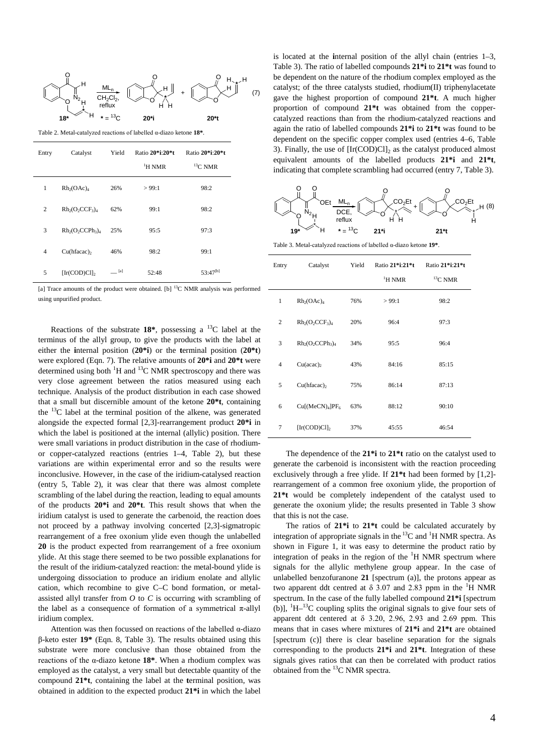(7)

Table 2. Metal-catalyzed reactions of labelled α-diazo ketone **18***.

| Entry | Catalyst | Yield | Ratio **20*i**:**20*t** $^1$H NMR | Ratio **20*i**:**20*t** $^{13}$C NMR |
|---|---|---|---|---|
| 1 | $Rh_2(OAc)_4$ | 26% | > 99:1 | 98:2 |
| 2 | $Rh_2(O_2CCF_3)_4$ | 62% | 99:1 | 98:2 |
| 3 | $Rh_2(O_2CCPh_3)_4$ | 25% | 95:5 | 97:3 |
| 4 | $Cu(hfacac)_2$ | 46% | 98:2 | 99:1 |
| 5 | $[Ir(COD)Cl]_2$ | — [a] | 52:48 | 53:47[b] |

[a] Trace amounts of the product were obtained. [b] $^{13}$C NMR analysis was performed using unpurified product.

Reactions of the substrate **18***, possessing a $^{13}$C label at the terminus of the allyl group, to give the products with the label at either the **i**nternal position (**20*i**) or the **t**erminal position (**20*t**) were explored (Eqn. 7). The relative amounts of **20*i** and **20*t** were determined using both $^1$H and $^{13}$C NMR spectroscopy and there was very close agreement between the ratios measured using each technique. Analysis of the product distribution in each case showed that a small but discernible amount of the ketone **20*t**, containing the $^{13}$C label at the terminal position of the alkene, was generated alongside the expected formal [2,3]-rearrangement product **20*i** in which the label is positioned at the internal (allylic) position. There were small variations in product distribution in the case of rhodium- or copper-catalyzed reactions (entries 1–4, Table 2), but these variations are within experimental error and so the results were inconclusive. However, in the case of the iridium-catalysed reaction (entry 5, Table 2), it was clear that there was almost complete scrambling of the label during the reaction, leading to equal amounts of the products **20*i** and **20*t**. This result shows that when the iridium catalyst is used to generate the carbenoid, the reaction does not proceed by a pathway involving concerted [2,3]-sigmatropic rearrangement of a free oxonium ylide even though the unlabelled **20** is the product expected from rearrangement of a free oxonium ylide. At this stage there seemed to be two possible explanations for the result of the iridium-catalyzed reaction: the metal-bound ylide is undergoing dissociation to produce an iridium enolate and allylic cation, which recombine to give C–C bond formation, or metal-assisted allyl transfer from *O* to *C* is occurring with scrambling of the label as a consequence of formation of a symmetrical π-allyl iridium complex.

Attention was then focussed on reactions of the labelled α-diazo β-keto ester **19*** (Eqn. 8, Table 3). The results obtained using this substrate were more conclusive than those obtained from the reactions of the α-diazo ketone **18***. When a rhodium complex was employed as the catalyst, a very small but detectable quantity of the compound **21*t**, containing the label at the **t**erminal position, was obtained in addition to the expected product **21*i** in which the label is located at the **i**nternal position of the allyl chain (entries 1–3, Table 3). The ratio of labelled compounds **21*i** to **21*t** was found to be dependent on the nature of the rhodium complex employed as the catalyst; of the three catalysts studied, rhodium(II) triphenylacetate gave the highest proportion of compound **21*t**. A much higher proportion of compound **21*t** was obtained from the copper-catalyzed reactions than from the rhodium-catalyzed reactions and again the ratio of labelled compounds **21*i** to **21*t** was found to be dependent on the specific copper complex used (entries 4–6, Table 3). Finally, the use of $[Ir(COD)Cl]_2$ as the catalyst produced almost equivalent amounts of the labelled products **21*i** and **21*t**, indicating that complete scrambling had occurred (entry 7, Table 3).

(8)

Table 3. Metal-catalyzed reactions of labelled α-diazo ketone **19***.

| Entry | Catalyst | Yield | Ratio **21*i**:**21*t** $^1$H NMR | Ratio **21*i**:**21*t** $^{13}$C NMR |
|---|---|---|---|---|
| 1 | $Rh_2(OAc)_4$ | 76% | > 99:1 | 98:2 |
| 2 | $Rh_2(O_2CCF_3)_4$ | 20% | 96:4 | 97:3 |
| 3 | $Rh_2(O_2CCPh_3)_4$ | 34% | 95:5 | 96:4 |
| 4 | $Cu(acac)_2$ | 43% | 84:16 | 85:15 |
| 5 | $Cu(hfacac)_2$ | 75% | 86:14 | 87:13 |
| 6 | $Cu[(MeCN)_4]PF_6$ | 63% | 88:12 | 90:10 |
| 7 | $[Ir(COD)Cl]_2$ | 37% | 45:55 | 46:54 |

The dependence of the **21*i** to **21*t** ratio on the catalyst used to generate the carbenoid is inconsistent with the reaction proceeding exclusively through a free ylide. If **21*t** had been formed by [1,2]-rearrangement of a common free oxonium ylide, the proportion of **21*t** would be completely independent of the catalyst used to generate the oxonium ylide; the results presented in Table 3 show that this is not the case.

The ratios of **21*i** to **21*t** could be calculated accurately by integration of appropriate signals in the $^{13}$C and $^1$H NMR spectra. As shown in Figure 1, it was easy to determine the product ratio by integration of peaks in the region of the $^1$H NMR spectrum where signals for the allylic methylene group appear. In the case of unlabelled benzofuranone **21** [spectrum (a)], the protons appear as two apparent ddt centred at δ 3.07 and 2.83 ppm in the $^1$H NMR spectrum. In the case of the fully labelled compound **21*i** [spectrum (b)], $^1$H–$^{13}$C coupling splits the original signals to give four sets of apparent ddt centered at δ 3.20, 2.96, 2.93 and 2.69 ppm. This means that in cases where mixtures of **21*i** and **21*t** are obtained [spectrum (c)] there is clear baseline separation for the signals corresponding to the products **21*i** and **21*t**. Integration of these signals gives ratios that can then be correlated with product ratios obtained from the $^{13}$C NMR spectra.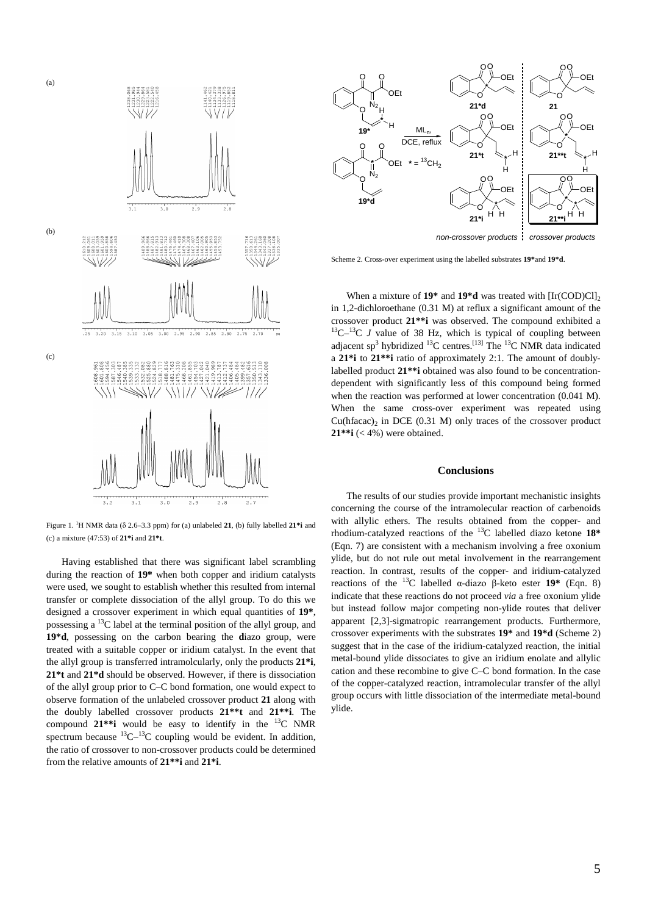Figure 1. [1]H NMR data (δ 2.6–3.3 ppm) for (a) unlabeled **21**, (b) fully labelled **21*i** and (c) a mixture (47:53) of **21*i** and **21*t**.

Having established that there was significant label scrambling during the reaction of **19*** when both copper and iridium catalysts were used, we sought to establish whether this resulted from internal transfer or complete dissociation of the allyl group. To do this we designed a crossover experiment in which equal quantities of **19***, possessing a $^{13}$C label at the terminal position of the allyl group, and **19*d**, possessing on the carbon bearing the **d**iazo group, were treated with a suitable copper or iridium catalyst. In the event that the allyl group is transferred intramolcularly, only the products **21*i**, **21*t** and **21*d** should be observed. However, if there is dissociation of the allyl group prior to C–C bond formation, one would expect to observe formation of the unlabeled crossover product **21** along with the doubly labelled crossover products **21**t** and **21**i**. The compound **21**i** would be easy to identify in the $^{13}$C NMR spectrum because $^{13}$C–$^{13}$C coupling would be evident. In addition, the ratio of crossover to non-crossover products could be determined from the relative amounts of **21**i** and **21*i**.

Scheme 2. Cross-over experiment using the labelled substrates **19***and **19*d**.

When a mixture of **19*** and **19*d** was treated with $[Ir(COD)Cl]_2$ in 1,2-dichloroethane (0.31 M) at reflux a significant amount of the crossover product **21**i** was observed. The compound exhibited a $^{13}$C–$^{13}$C *J* value of 38 Hz, which is typical of coupling between adjacent sp$^3$ hybridized $^{13}$C centres.[13] The $^{13}$C NMR data indicated a **21*i** to **21**i** ratio of approximately 2:1. The amount of doubly-labelled product **21**i** obtained was also found to be concentration-dependent with significantly less of this compound being formed when the reaction was performed at lower concentration (0.041 M). When the same cross-over experiment was repeated using $Cu(hfacac)_2$ in DCE (0.31 M) only traces of the crossover product **21**i** (< 4%) were obtained.

## Conclusions

The results of our studies provide important mechanistic insights concerning the course of the intramolecular reaction of carbenoids with allylic ethers. The results obtained from the copper- and rhodium-catalyzed reactions of the $^{13}$C labelled diazo ketone **18*** (Eqn. 7) are consistent with a mechanism involving a free oxonium ylide, but do not rule out metal involvement in the rearrangement reaction. In contrast, results of the copper- and iridium-catalyzed reactions of the $^{13}$C labelled α-diazo β-keto ester **19*** (Eqn. 8) indicate that these reactions do not proceed *via* a free oxonium ylide but instead follow major competing non-ylide routes that deliver apparent [2,3]-sigmatropic rearrangement products. Furthermore, crossover experiments with the substrates **19*** and **19*d** (Scheme 2) suggest that in the case of the iridium-catalyzed reaction, the initial metal-bound ylide dissociates to give an iridium enolate and allylic cation and these recombine to give C–C bond formation. In the case of the copper-catalyzed reaction, intramolecular transfer of the allyl group occurs with little dissociation of the intermediate metal-bound ylide.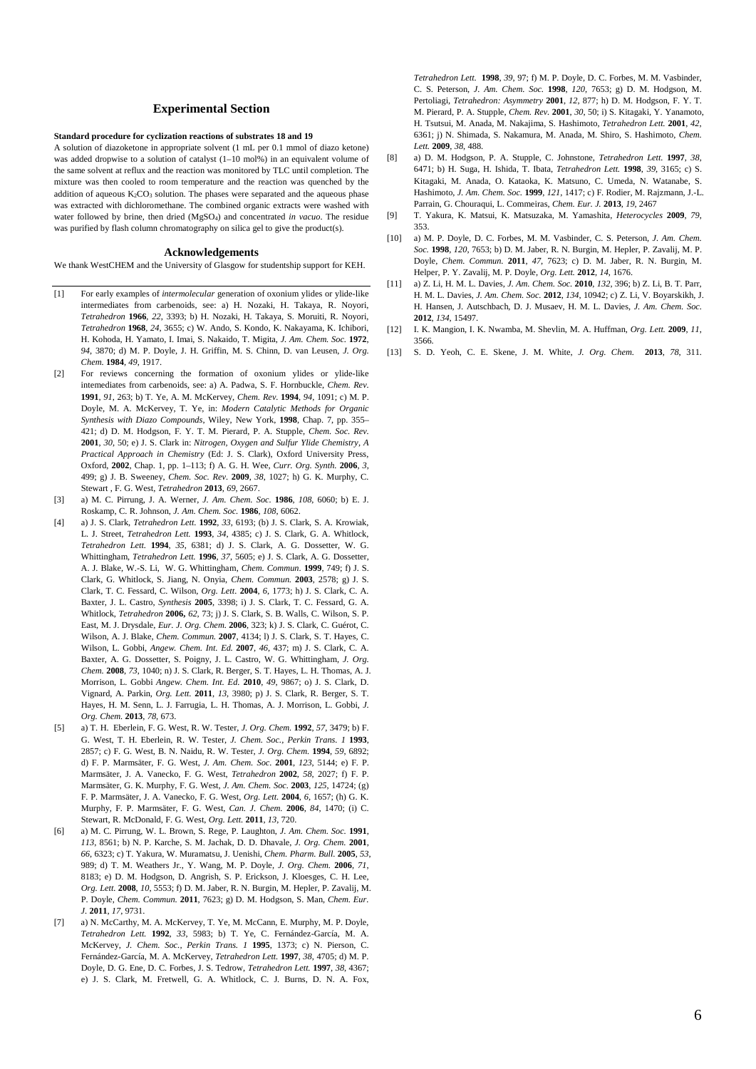## Experimental Section

**Standard procedure for cyclization reactions of substrates 18 and 19**

A solution of diazoketone in appropriate solvent (1 mL per 0.1 mmol of diazo ketone) was added dropwise to a solution of catalyst (1–10 mol%) in an equivalent volume of the same solvent at reflux and the reaction was monitored by TLC until completion. The mixture was then cooled to room temperature and the reaction was quenched by the addition of aqueous $K_2CO_3$ solution. The phases were separated and the aqueous phase was extracted with dichloromethane. The combined organic extracts were washed with water followed by brine, then dried ($MgSO_4$) and concentrated *in vacuo*. The residue was purified by flash column chromatography on silica gel to give the product(s).

### Acknowledgements

We thank WestCHEM and the University of Glasgow for studentship support for KEH.

---

[1] For early examples of *intermolecular* generation of oxonium ylides or ylide-like intermediates from carbenoids, see: a) H. Nozaki, H. Takaya, R. Noyori, *Tetrahedron* **1966**, *22*, 3393; b) H. Nozaki, H. Takaya, S. Moruiti, R. Noyori, *Tetrahedron* **1968**, *24*, 3655; c) W. Ando, S. Kondo, K. Nakayama, K. Ichibori, H. Kohoda, H. Yamato, I. Imai, S. Nakaido, T. Migita, *J. Am. Chem. Soc.* **1972**, *94*, 3870; d) M. P. Doyle, J. H. Griffin, M. S. Chinn, D. van Leusen, *J. Org. Chem.* **1984**, *49*, 1917.

[2] For reviews concerning the formation of oxonium ylides or ylide-like intemediates from carbenoids, see: a) A. Padwa, S. F. Hornbuckle, *Chem. Rev.* **1991**, *91*, 263; b) T. Ye, A. M. McKervey, *Chem. Rev.* **1994**, *94*, 1091; c) M. P. Doyle, M. A. McKervey, T. Ye, in: *Modern Catalytic Methods for Organic Synthesis with Diazo Compounds*, Wiley, New York, **1998**, Chap. 7, pp. 355–421; d) D. M. Hodgson, F. Y. T. M. Pierard, P. A. Stupple, *Chem. Soc. Rev.* **2001**, *30*, 50; e) J. S. Clark in: *Nitrogen, Oxygen and Sulfur Ylide Chemistry, A Practical Approach in Chemistry* (Ed: J. S. Clark), Oxford University Press, Oxford, **2002**, Chap. 1, pp. 1–113; f) A. G. H. Wee, *Curr. Org. Synth.* **2006**, *3*, 499; g) J. B. Sweeney, *Chem. Soc. Rev.* **2009**, *38*, 1027; h) G. K. Murphy, C. Stewart , F. G. West, *Tetrahedron* **2013**, *69*, 2667.

[3] a) M. C. Pirrung, J. A. Werner, *J. Am. Chem. Soc.* **1986**, *108*, 6060; b) E. J. Roskamp, C. R. Johnson, *J. Am. Chem. Soc.* **1986**, *108*, 6062.

[4] a) J. S. Clark, *Tetrahedron Lett.* **1992**, *33*, 6193; (b) J. S. Clark, S. A. Krowiak, L. J. Street, *Tetrahedron Lett.* **1993**, *34*, 4385; c) J. S. Clark, G. A. Whitlock, *Tetrahedron Lett.* **1994**, *35*, 6381; d) J. S. Clark, A. G. Dossetter, W. G. Whittingham, *Tetrahedron Lett.* **1996**, *37*, 5605; e) J. S. Clark, A. G. Dossetter, A. J. Blake, W.-S. Li, W. G. Whittingham, *Chem. Commun.* **1999**, 749; f) J. S. Clark, G. Whitlock, S. Jiang, N. Onyia, *Chem. Commun.* **2003**, 2578; g) J. S. Clark, T. C. Fessard, C. Wilson, *Org. Lett.* **2004**, *6*, 1773; h) J. S. Clark, C. A. Baxter, J. L. Castro, *Synthesis* **2005**, 3398; i) J. S. Clark, T. C. Fessard, G. A. Whitlock, *Tetrahedron* **2006,** *62*, 73; j) J. S. Clark, S. B. Walls, C. Wilson, S. P. East, M. J. Drysdale, *Eur. J. Org. Chem.* **2006**, 323; k) J. S. Clark, C. Guérot, C. Wilson, A. J. Blake, *Chem. Commun.* **2007**, 4134; l) J. S. Clark, S. T. Hayes, C. Wilson, L. Gobbi, *Angew. Chem. Int. Ed.* **2007**, *46*, 437; m) J. S. Clark, C. A. Baxter, A. G. Dossetter, S. Poigny, J. L. Castro, W. G. Whittingham, *J. Org. Chem.* **2008**, *73*, 1040; n) J. S. Clark, R. Berger, S. T. Hayes, L. H. Thomas, A. J. Morrison, L. Gobbi *Angew. Chem. Int. Ed.* **2010**, *49*, 9867; o) J. S. Clark, D. Vignard, A. Parkin, *Org. Lett.* **2011**, *13*, 3980; p) J. S. Clark, R. Berger, S. T. Hayes, H. M. Senn, L. J. Farrugia, L. H. Thomas, A. J. Morrison, L. Gobbi, *J. Org. Chem.* **2013**, *78*, 673.

[5] a) T. H. Eberlein, F. G. West, R. W. Tester, *J. Org. Chem.* **1992**, *57*, 3479; b) F. G. West, T. H. Eberlein, R. W. Tester, *J. Chem. Soc., Perkin Trans. 1* **1993**, 2857; c) F. G. West, B. N. Naidu, R. W. Tester, *J. Org. Chem.* **1994**, *59*, 6892; d) F. P. Marmsäter, F. G. West, *J. Am. Chem. Soc.* **2001**, *123*, 5144; e) F. P. Marmsäter, J. A. Vanecko, F. G. West, *Tetrahedron* **2002**, *58*, 2027; f) F. P. Marmsäter, G. K. Murphy, F. G. West, *J. Am. Chem. Soc.* **2003**, *125*, 14724; (g) F. P. Marmsäter, J. A. Vanecko, F. G. West, *Org. Lett.* **2004**, *6*, 1657; (h) G. K. Murphy, F. P. Marmsäter, F. G. West, *Can. J. Chem.* **2006**, *84*, 1470; (i) C. Stewart, R. McDonald, F. G. West, *Org. Lett.* **2011**, *13*, 720.

[6] a) M. C. Pirrung, W. L. Brown, S. Rege, P. Laughton, *J. Am. Chem. Soc.* **1991**, *113*, 8561; b) N. P. Karche, S. M. Jachak, D. D. Dhavale, *J. Org. Chem.* **2001**, *66*, 6323; c) T. Yakura, W. Muramatsu, J. Uenishi, *Chem. Pharm. Bull.* **2005**, *53*, 989; d) T. M. Weathers Jr., Y. Wang, M. P. Doyle, *J. Org. Chem.* **2006**, *71*, 8183; e) D. M. Hodgson, D. Angrish, S. P. Erickson, J. Kloesges, C. H. Lee, *Org. Lett.* **2008**, *10*, 5553; f) D. M. Jaber, R. N. Burgin, M. Hepler, P. Zavalij, M. P. Doyle, *Chem. Commun.* **2011**, 7623; g) D. M. Hodgson, S. Man, *Chem. Eur. J.* **2011**, *17*, 9731.

[7] a) N. McCarthy, M. A. McKervey, T. Ye, M. McCann, E. Murphy, M. P. Doyle, *Tetrahedron Lett.* **1992**, *33*, 5983; b) T. Ye, C. Fernández-García, M. A. McKervey, *J. Chem. Soc., Perkin Trans. 1* **1995**, 1373; c) N. Pierson, C. Fernández-García, M. A. McKervey, *Tetrahedron Lett.* **1997**, *38*, 4705; d) M. P. Doyle, D. G. Ene, D. C. Forbes, J. S. Tedrow, *Tetrahedron Lett.* **1997**, *38*, 4367; e) J. S. Clark, M. Fretwell, G. A. Whitlock, C. J. Burns, D. N. A. Fox, *Tetrahedron Lett.* **1998**, *39*, 97; f) M. P. Doyle, D. C. Forbes, M. M. Vasbinder, C. S. Peterson, *J. Am. Chem. Soc.* **1998**, *120*, 7653; g) D. M. Hodgson, M. Pertoliagi, *Tetrahedron: Asymmetry* **2001**, *12*, 877; h) D. M. Hodgson, F. Y. T. M. Pierard, P. A. Stupple, *Chem. Rev.* **2001**, *30*, 50; i) S. Kitagaki, Y. Yanamoto, H. Tsutsui, M. Anada, M. Nakajima, S. Hashimoto, *Tetrahedron Lett.* **2001**, *42*, 6361; j) N. Shimada, S. Nakamura, M. Anada, M. Shiro, S. Hashimoto, *Chem. Lett.* **2009**, *38*, 488.

[8] a) D. M. Hodgson, P. A. Stupple, C. Johnstone, *Tetrahedron Lett.* **1997**, *38*, 6471; b) H. Suga, H. Ishida, T. Ibata, *Tetrahedron Lett.* **1998**, *39*, 3165; c) S. Kitagaki, M. Anada, O. Kataoka, K. Matsuno, C. Umeda, N. Watanabe, S. Hashimoto, *J. Am. Chem. Soc.* **1999**, *121*, 1417; c) F. Rodier, M. Rajzmann, J.-L. Parrain, G. Chouraqui, L. Commeiras, *Chem. Eur. J.* **2013**, *19*, 2467

[9] T. Yakura, K. Matsui, K. Matsuzaka, M. Yamashita, *Heterocycles* **2009**, *79*, 353.

[10] a) M. P. Doyle, D. C. Forbes, M. M. Vasbinder, C. S. Peterson, *J. Am. Chem. Soc.* **1998**, *120*, 7653; b) D. M. Jaber, R. N. Burgin, M. Hepler, P. Zavalij, M. P. Doyle, *Chem. Commun.* **2011**, *47*, 7623; c) D. M. Jaber, R. N. Burgin, M. Helper, P. Y. Zavalij, M. P. Doyle, *Org. Lett.* **2012**, *14*, 1676.

[11] a) Z. Li, H. M. L. Davies, *J. Am. Chem. Soc.* **2010**, *132*, 396; b) Z. Li, B. T. Parr, H. M. L. Davies, *J. Am. Chem. Soc.* **2012**, *134*, 10942; c) Z. Li, V. Boyarskikh, J. H. Hansen, J. Autschbach, D. J. Musaev, H. M. L. Davies, *J. Am. Chem. Soc.* **2012**, *134*, 15497.

[12] I. K. Mangion, I. K. Nwamba, M. Shevlin, M. A. Huffman, *Org. Lett.* **2009**, *11*, 3566.

[13] S. D. Yeoh, C. E. Skene, J. M. White, *J. Org. Chem.* **2013**, *78*, 311.